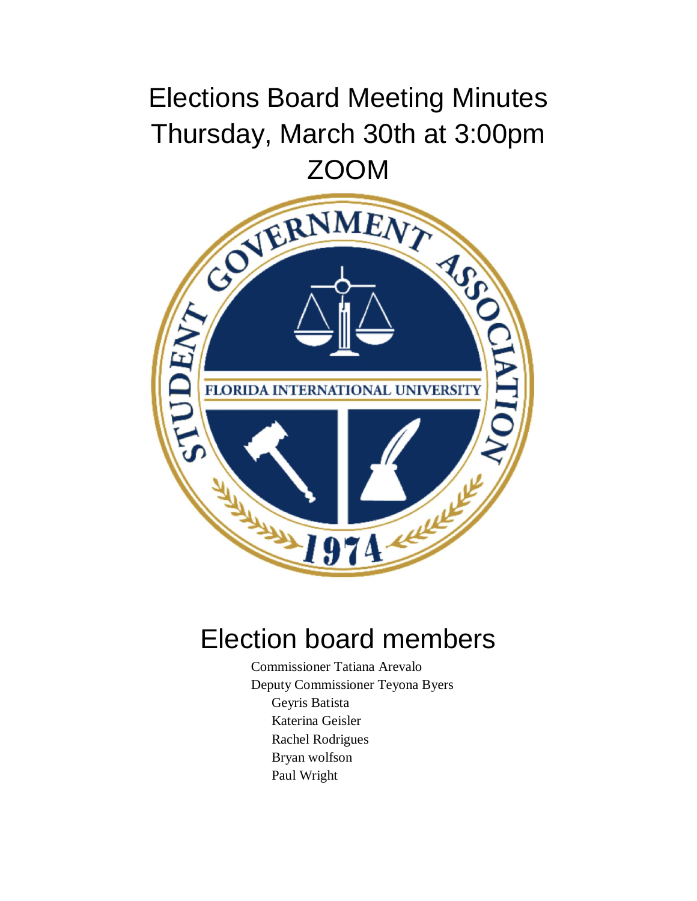# Elections Board Meeting Minutes
# Thursday, March 30th at 3:00pm
# ZOOM

## Election board members

Commissioner Tatiana Arevalo
Deputy Commissioner Teyona Byers
Geyris Batista
Katerina Geisler
Rachel Rodrigues
Bryan wolfson
Paul Wright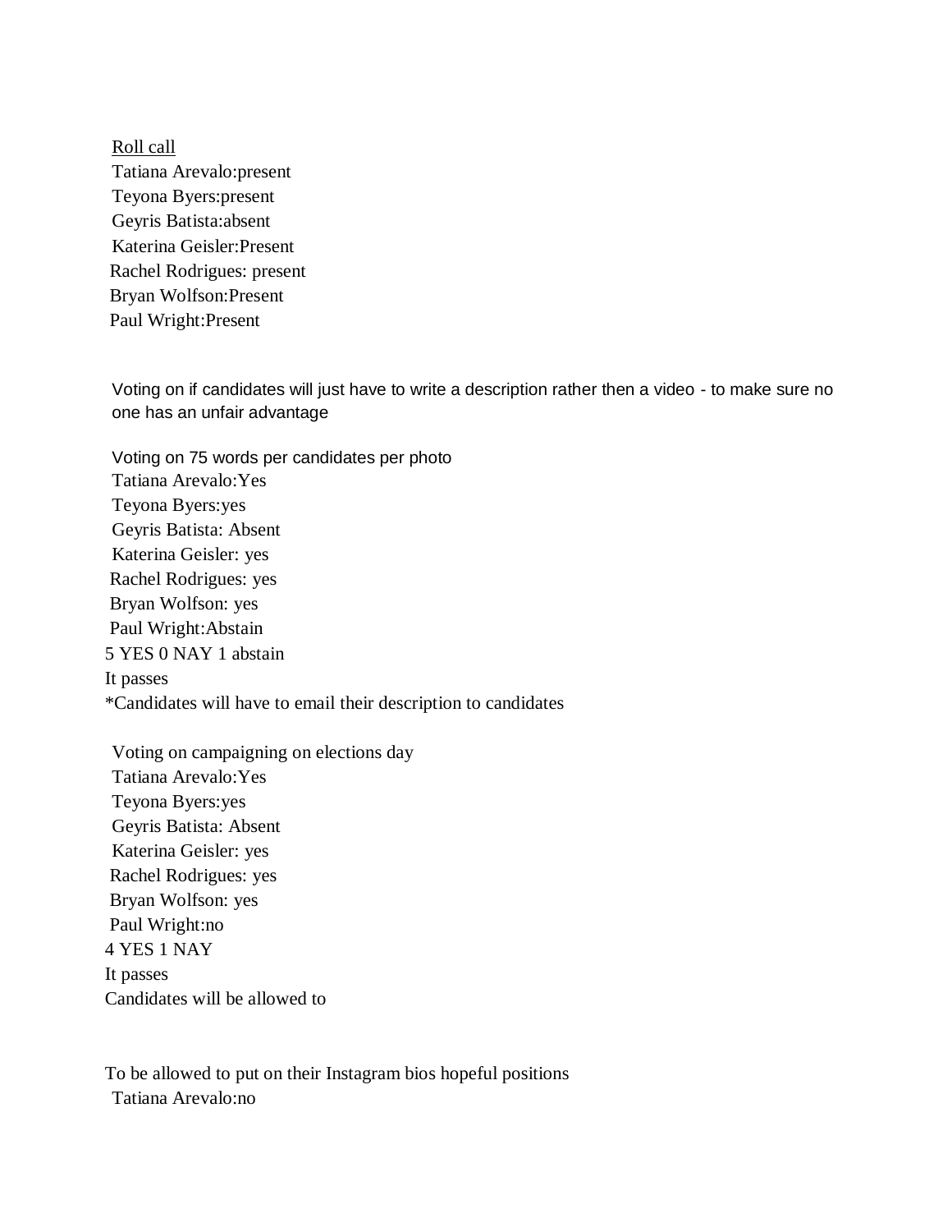<u>Roll call</u>

Tatiana Arevalo:present
Teyona Byers:present
Geyris Batista:absent
Katerina Geisler:Present
Rachel Rodrigues: present
Bryan Wolfson:Present
Paul Wright:Present

Voting on if candidates will just have to write a description rather then a video - to make sure no one has an unfair advantage

Voting on 75 words per candidates per photo
Tatiana Arevalo:Yes
Teyona Byers:yes
Geyris Batista: Absent
Katerina Geisler: yes
Rachel Rodrigues: yes
Bryan Wolfson: yes
Paul Wright:Abstain
5 YES 0 NAY 1 abstain
It passes
*Candidates will have to email their description to candidates

Voting on campaigning on elections day
Tatiana Arevalo:Yes
Teyona Byers:yes
Geyris Batista: Absent
Katerina Geisler: yes
Rachel Rodrigues: yes
Bryan Wolfson: yes
Paul Wright:no
4 YES 1 NAY
It passes
Candidates will be allowed to

To be allowed to put on their Instagram bios hopeful positions
Tatiana Arevalo:no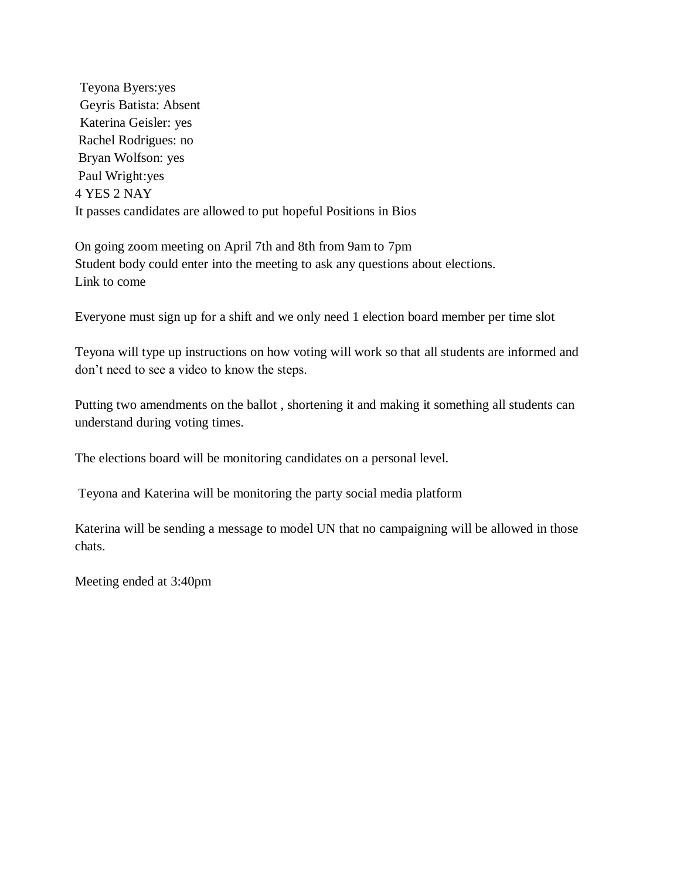Teyona Byers:yes
Geyris Batista: Absent
Katerina Geisler: yes
Rachel Rodrigues: no
Bryan Wolfson: yes
Paul Wright:yes
4 YES 2 NAY
It passes candidates are allowed to put hopeful Positions in Bios

On going zoom meeting on April 7th and 8th from 9am to 7pm
Student body could enter into the meeting to ask any questions about elections.
Link to come

Everyone must sign up for a shift and we only need 1 election board member per time slot

Teyona will type up instructions on how voting will work so that all students are informed and don't need to see a video to know the steps.

Putting two amendments on the ballot , shortening it and making it something all students can understand during voting times.

The elections board will be monitoring candidates on a personal level.

Teyona and Katerina will be monitoring the party social media platform

Katerina will be sending a message to model UN that no campaigning will be allowed in those chats.

Meeting ended at 3:40pm